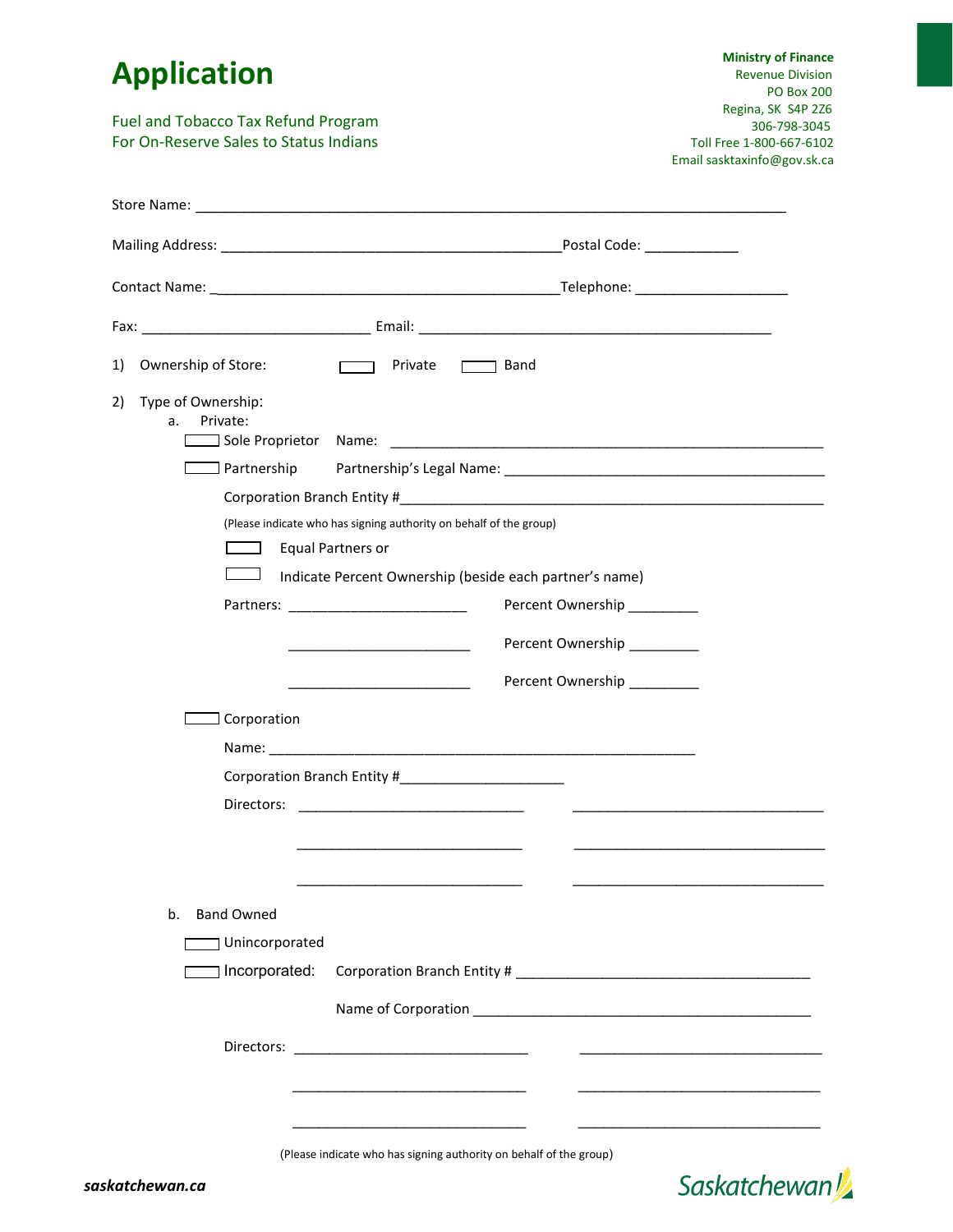# Application

Fuel and Tobacco Tax Refund Program
For On-Reserve Sales to Status Indians

**Ministry of Finance**
Revenue Division
PO Box 200
Regina, SK S4P 2Z6
306-798-3045
Toll Free 1-800-667-6102
Email sasktaxinfo@gov.sk.ca

Store Name: ______________________________________________________________________

Mailing Address: ____________________________________________ Postal Code: ____________

Contact Name: _____________________________________________ Telephone: ____________________

Fax: ______________________________ Email: ______________________________________________

1) Ownership of Store: ☐ Private ☐ Band

2) Type of Ownership:

a. Private:

☐ Sole Proprietor Name: ________________________________________________________

☐ Partnership Partnership's Legal Name: ____________________________________________

Corporation Branch Entity #________________________________________________________

(Please indicate who has signing authority on behalf of the group)

☐ Equal Partners or

☐ Indicate Percent Ownership (beside each partner's name)

Partners: _______________________ Percent Ownership _________

_______________________ Percent Ownership _________

_______________________ Percent Ownership _________

☐ Corporation

Name: _______________________________________________________

Corporation Branch Entity #_____________________

Directors: ______________________________ _________________________________

______________________________ _________________________________

______________________________ _________________________________

b. Band Owned

☐ Unincorporated

☐ Incorporated: Corporation Branch Entity # ______________________________________

Name of Corporation ____________________________________________

Directors: ______________________________ _________________________________

______________________________ _________________________________

______________________________ _________________________________

(Please indicate who has signing authority on behalf of the group)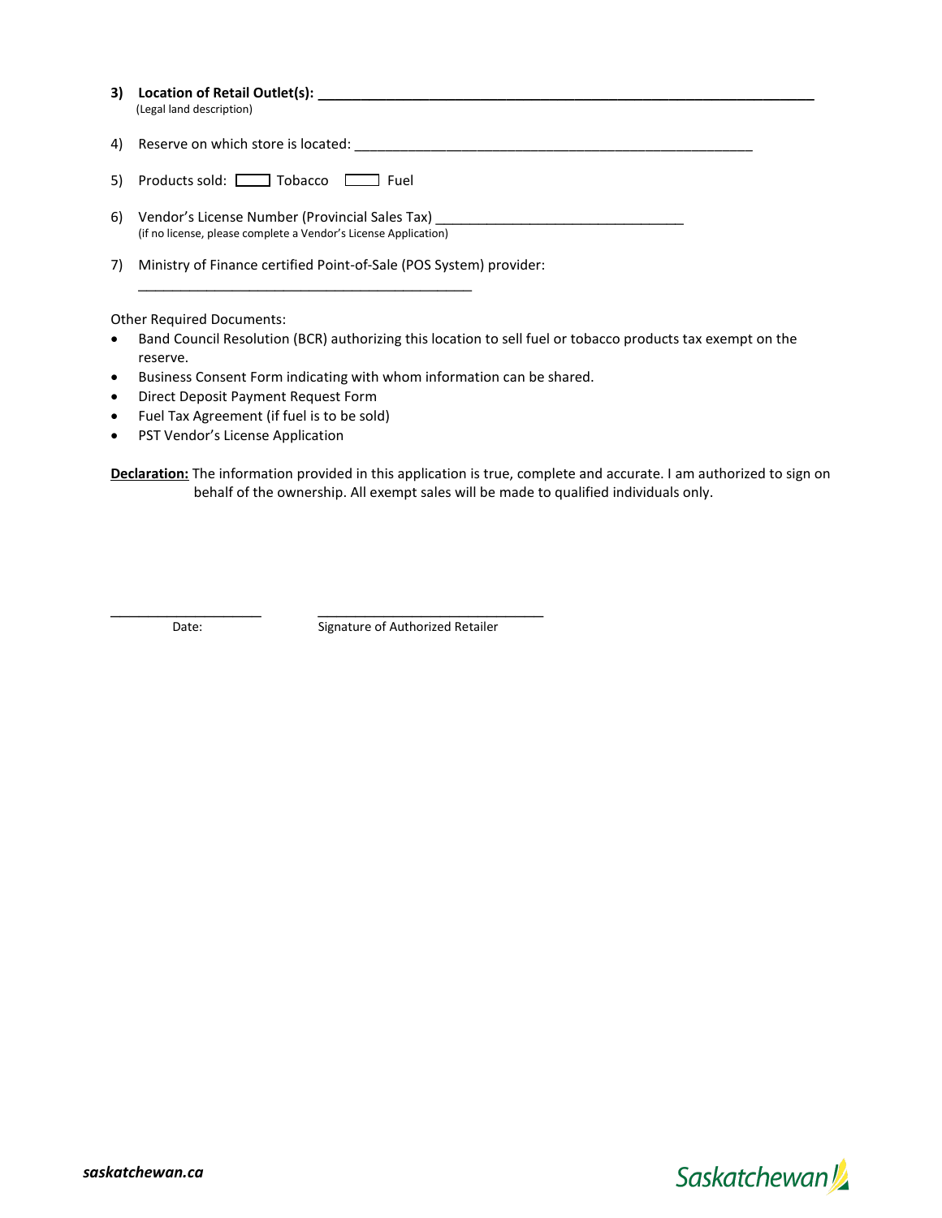3) **Location of Retail Outlet(s): ____________________________________________________________**
(Legal land description)

4) Reserve on which store is located: ______________________________________________________

5) Products sold: ☐ Tobacco ☐ Fuel

6) Vendor's License Number (Provincial Sales Tax) ________________________________
(if no license, please complete a Vendor's License Application)

7) Ministry of Finance certified Point-of-Sale (POS System) provider:
____________________________________________

Other Required Documents:

- Band Council Resolution (BCR) authorizing this location to sell fuel or tobacco products tax exempt on the reserve.
- Business Consent Form indicating with whom information can be shared.
- Direct Deposit Payment Request Form
- Fuel Tax Agreement (if fuel is to be sold)
- PST Vendor's License Application

**Declaration:** The information provided in this application is true, complete and accurate. I am authorized to sign on behalf of the ownership. All exempt sales will be made to qualified individuals only.

____________________ ______________________________
Date: Signature of Authorized Retailer